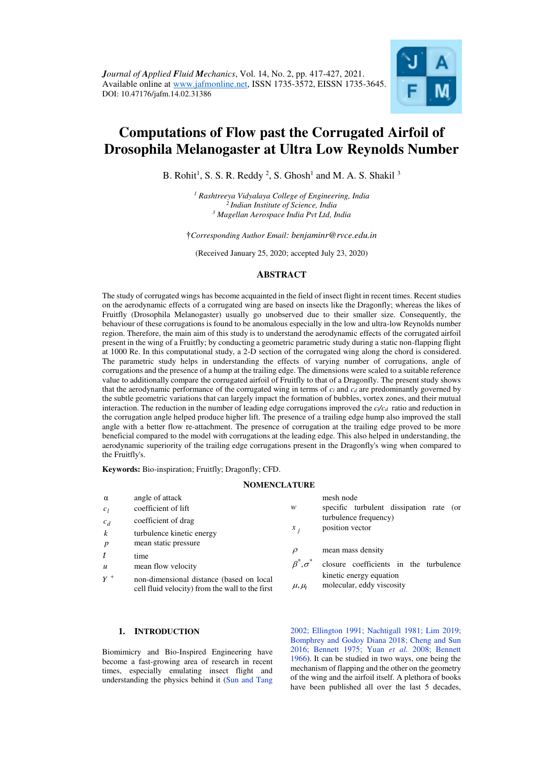# Computations of Flow past the Corrugated Airfoil of Drosophila Melanogaster at Ultra Low Reynolds Number

B. Rohit[1], S. S. R. Reddy [2], S. Ghosh[1] and M. A. S. Shakil [3]

[1] *Rashtreeya Vidyalaya College of Engineering, India*
[2] *Indian Institute of Science, India*
[3] *Magellan Aerospace India Pvt Ltd, India*

†*Corresponding Author Email: benjaminr@rvce.edu.in*

(Received January 25, 2020; accepted July 23, 2020)

## ABSTRACT

The study of corrugated wings has become acquainted in the field of insect flight in recent times. Recent studies on the aerodynamic effects of a corrugated wing are based on insects like the Dragonfly; whereas the likes of Fruitfly (Drosophila Melanogaster) usually go unobserved due to their smaller size. Consequently, the behaviour of these corrugations is found to be anomalous especially in the low and ultra-low Reynolds number region. Therefore, the main aim of this study is to understand the aerodynamic effects of the corrugated airfoil present in the wing of a Fruitfly; by conducting a geometric parametric study during a static non-flapping flight at 1000 Re. In this computational study, a 2-D section of the corrugated wing along the chord is considered. The parametric study helps in understanding the effects of varying number of corrugations, angle of corrugations and the presence of a hump at the trailing edge. The dimensions were scaled to a suitable reference value to additionally compare the corrugated airfoil of Fruitfly to that of a Dragonfly. The present study shows that the aerodynamic performance of the corrugated wing in terms of $c_l$ and $c_d$ are predominantly governed by the subtle geometric variations that can largely impact the formation of bubbles, vortex zones, and their mutual interaction. The reduction in the number of leading edge corrugations improved the $c_l/c_d$ ratio and reduction in the corrugation angle helped produce higher lift. The presence of a trailing edge hump also improved the stall angle with a better flow re-attachment. The presence of corrugation at the trailing edge proved to be more beneficial compared to the model with corrugations at the leading edge. This also helped in understanding, the aerodynamic superiority of the trailing edge corrugations present in the Dragonfly's wing when compared to the Fruitfly's.

**Keywords:** Bio-inspiration; Fruitfly; Dragonfly; CFD.

## NOMENCLATURE

| | | | |
|---|---|---|---|
| $\alpha$ | angle of attack | | mesh node |
| $c_l$ | coefficient of lift | $w$ | specific turbulent dissipation rate (or turbulence frequency) |
| $c_d$ | coefficient of drag | $x_j$ | position vector |
| $k$ | turbulence kinetic energy | | |
| $p$ | mean static pressure | $\rho$ | mean mass density |
| $t$ | time | $\beta^*, \sigma^*$ | closure coefficients in the turbulence kinetic energy equation |
| $u$ | mean flow velocity | | |
| $Y^+$ | non-dimensional distance (based on local cell fluid velocity) from the wall to the first | $\mu, \mu_t$ | molecular, eddy viscosity |

## 1. INTRODUCTION

Biomimicry and Bio-Inspired Engineering have become a fast-growing area of research in recent times, especially emulating insect flight and understanding the physics behind it (Sun and Tang 2002; Ellington 1991; Nachtigall 1981; Lim 2019; Bomphrey and Godoy Diana 2018; Cheng and Sun 2016; Bennett 1975; Yuan *et al.* 2008; Bennett 1966). It can be studied in two ways, one being the mechanism of flapping and the other on the geometry of the wing and the airfoil itself. A plethora of books have been published all over the last 5 decades,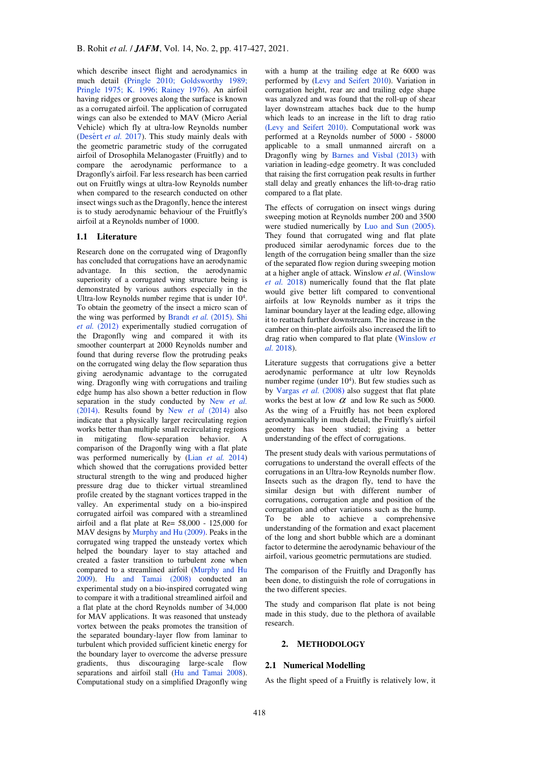which describe insect flight and aerodynamics in much detail (Pringle 2010; Goldsworthy 1989; Pringle 1975; K. 1996; Rainey 1976). An airfoil having ridges or grooves along the surface is known as a corrugated airfoil. The application of corrugated wings can also be extended to MAV (Micro Aerial Vehicle) which fly at ultra-low Reynolds number (Desért *et al.* 2017). This study mainly deals with the geometric parametric study of the corrugated airfoil of Drosophila Melanogaster (Fruitfly) and to compare the aerodynamic performance to a Dragonfly's airfoil. Far less research has been carried out on Fruitfly wings at ultra-low Reynolds number when compared to the research conducted on other insect wings such as the Dragonfly, hence the interest is to study aerodynamic behaviour of the Fruitfly's airfoil at a Reynolds number of 1000.

### 1.1 Literature

Research done on the corrugated wing of Dragonfly has concluded that corrugations have an aerodynamic advantage. In this section, the aerodynamic superiority of a corrugated wing structure being is demonstrated by various studies especially in the Ultra-low Reynolds number regime that is under $10^4$. To obtain the geometry of the insect a micro scan of the wing was performed by Brandt *et al.* (2015). Shi *et al.* (2012) experimentally studied corrugation of the Dragonfly wing and compared it with its smoother counterpart at 2000 Reynolds number and found that during reverse flow the protruding peaks on the corrugated wing delay the flow separation thus giving aerodynamic advantage to the corrugated wing. Dragonfly wing with corrugations and trailing edge hump has also shown a better reduction in flow separation in the study conducted by New *et al.* (2014). Results found by New *et al* (2014) also indicate that a physically larger recirculating region works better than multiple small recirculating regions in mitigating flow-separation behavior. A comparison of the Dragonfly wing with a flat plate was performed numerically by (Lian *et al.* 2014) which showed that the corrugations provided better structural strength to the wing and produced higher pressure drag due to thicker virtual streamlined profile created by the stagnant vortices trapped in the valley. An experimental study on a bio-inspired corrugated airfoil was compared with a streamlined airfoil and a flat plate at Re= 58,000 - 125,000 for MAV designs by Murphy and Hu (2009). Peaks in the corrugated wing trapped the unsteady vortex which helped the boundary layer to stay attached and created a faster transition to turbulent zone when compared to a streamlined airfoil (Murphy and Hu 2009). Hu and Tamai (2008) conducted an experimental study on a bio-inspired corrugated wing to compare it with a traditional streamlined airfoil and a flat plate at the chord Reynolds number of 34,000 for MAV applications. It was reasoned that unsteady vortex between the peaks promotes the transition of the separated boundary-layer flow from laminar to turbulent which provided sufficient kinetic energy for the boundary layer to overcome the adverse pressure gradients, thus discouraging large-scale flow separations and airfoil stall (Hu and Tamai 2008). Computational study on a simplified Dragonfly wing with a hump at the trailing edge at Re 6000 was performed by (Levy and Seifert 2010). Variation in corrugation height, rear arc and trailing edge shape was analyzed and was found that the roll-up of shear layer downstream attaches back due to the hump which leads to an increase in the lift to drag ratio (Levy and Seifert 2010). Computational work was performed at a Reynolds number of 5000 - 58000 applicable to a small unmanned aircraft on a Dragonfly wing by Barnes and Visbal (2013) with variation in leading-edge geometry. It was concluded that raising the first corrugation peak results in further stall delay and greatly enhances the lift-to-drag ratio compared to a flat plate.

The effects of corrugation on insect wings during sweeping motion at Reynolds number 200 and 3500 were studied numerically by Luo and Sun (2005). They found that corrugated wing and flat plate produced similar aerodynamic forces due to the length of the corrugation being smaller than the size of the separated flow region during sweeping motion at a higher angle of attack. Winslow *et al*. (Winslow *et al.* 2018) numerically found that the flat plate would give better lift compared to conventional airfoils at low Reynolds number as it trips the laminar boundary layer at the leading edge, allowing it to reattach further downstream. The increase in the camber on thin-plate airfoils also increased the lift to drag ratio when compared to flat plate (Winslow *et al.* 2018).

Literature suggests that corrugations give a better aerodynamic performance at ultr low Reynolds number regime (under $10^4$). But few studies such as by Vargas *et al.* (2008) also suggest that flat plate works the best at low $\alpha$ and low Re such as 5000. As the wing of a Fruitfly has not been explored aerodynamically in much detail, the Fruitfly's airfoil geometry has been studied; giving a better understanding of the effect of corrugations.

The present study deals with various permutations of corrugations to understand the overall effects of the corrugations in an Ultra-low Reynolds number flow. Insects such as the dragon fly, tend to have the similar design but with different number of corrugations, corrugation angle and position of the corrugation and other variations such as the hump. To be able to achieve a comprehensive understanding of the formation and exact placement of the long and short bubble which are a dominant factor to determine the aerodynamic behaviour of the airfoil, various geometric permutations are studied.

The comparison of the Fruitfly and Dragonfly has been done, to distinguish the role of corrugations in the two different species.

The study and comparison flat plate is not being made in this study, due to the plethora of available research.

## 2. METHODOLOGY

### 2.1 Numerical Modelling

As the flight speed of a Fruitfly is relatively low, it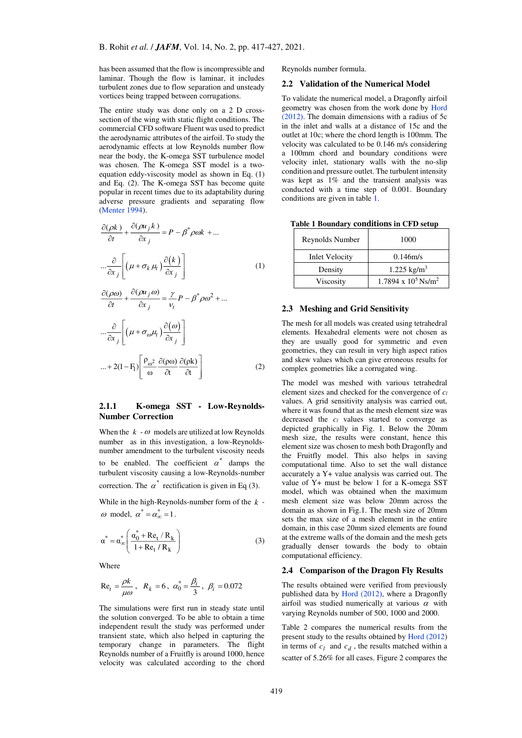has been assumed that the flow is incompressible and laminar. Though the flow is laminar, it includes turbulent zones due to flow separation and unsteady vortices being trapped between corrugations.

The entire study was done only on a 2 D cross-section of the wing with static flight conditions. The commercial CFD software Fluent was used to predict the aerodynamic attributes of the airfoil. To study the aerodynamic effects at low Reynolds number flow near the body, the K-omega SST turbulence model was chosen. The K-omega SST model is a two-equation eddy-viscosity model as shown in Eq. (1) and Eq. (2). The K-omega SST has become quite popular in recent times due to its adaptability during adverse pressure gradients and separating flow (Menter 1994).

$$\frac{\partial(\rho k)}{\partial t}+\frac{\partial(\rho u_j k)}{\partial x_j}=P-\beta^*\rho\omega k+...$$

$$...\frac{\partial}{\partial x_j}\left[\left(\mu+\sigma_k\mu_t\right)\frac{\partial(k)}{\partial x_j}\right] \tag{1}$$

$$\frac{\partial(\rho\omega)}{\partial t}+\frac{\partial(\rho u_j \omega)}{\partial x_j}=\frac{\gamma}{\nu_t}P-\beta^*\rho\omega^2+...$$

$$...\frac{\partial}{\partial x_j}\left[\left(\mu+\sigma_\omega\mu_t\right)\frac{\partial(\omega)}{\partial x_j}\right]$$

$$...+2(1-F_1)\left[\frac{\rho_{\omega^2}}{\omega}\frac{\partial(\rho\omega)}{\partial t}\frac{\partial(\rho k)}{\partial t}\right] \tag{2}$$

#### 2.1.1 K-omega SST - Low-Reynolds-Number Correction

When the $k$ - $\omega$ models are utilized at low Reynolds number as in this investigation, a low-Reynolds-number amendment to the turbulent viscosity needs to be enabled. The coefficient $\alpha^*$ damps the turbulent viscosity causing a low-Reynolds-number correction. The $\alpha^*$ rectification is given in Eq (3).

While in the high-Reynolds-number form of the $k$ - $\omega$ model, $\alpha^*=\alpha^*_\infty=1$.

$$\alpha^*=\alpha^*_\infty\left(\frac{\alpha^*_0+Re_t/R_k}{1+Re_t/R_k}\right) \tag{3}$$

Where

$Re_t=\frac{\rho k}{\mu\omega}$, $R_k=6$, $\alpha^*_0=\frac{\beta_i}{3}$, $\beta_i=0.072$

The simulations were first run in steady state until the solution converged. To be able to obtain a time independent result the study was performed under transient state, which also helped in capturing the temporary change in parameters. The flight Reynolds number of a Fruitfly is around 1000, hence velocity was calculated according to the chord Reynolds number formula.

### 2.2 Validation of the Numerical Model

To validate the numerical model, a Dragonfly airfoil geometry was chosen from the work done by Hord (2012). The domain dimensions with a radius of 5c in the inlet and walls at a distance of 15c and the outlet at 10c; where the chord length is 100mm. The velocity was calculated to be 0.146 m/s considering a 100mm chord and boundary conditions were velocity inlet, stationary walls with the no-slip condition and pressure outlet. The turbulent intensity was kept as 1% and the transient analysis was conducted with a time step of 0.001. Boundary conditions are given in table 1.

**Table 1 Boundary conditions in CFD setup**

| Reynolds Number | 1000 |
|---|---|
| Inlet Velocity | 0.146m/s |
| Density | 1.225 kg/m$^3$ |
| Viscosity | 1.7894 x 10$^5$ Ns/m$^2$ |

### 2.3 Meshing and Grid Sensitivity

The mesh for all models was created using tetrahedral elements. Hexahedral elements were not chosen as they are usually good for symmetric and even geometries, they can result in very high aspect ratios and skew values which can give erroneous results for complex geometries like a corrugated wing.

The model was meshed with various tetrahedral element sizes and checked for the convergence of $c_l$ values. A grid sensitivity analysis was carried out, where it was found that as the mesh element size was decreased the $c_l$ values started to converge as depicted graphically in Fig. 1. Below the 20mm mesh size, the results were constant, hence this element size was chosen to mesh both Dragonfly and the Fruitfly model. This also helps in saving computational time. Also to set the wall distance accurately a Y+ value analysis was carried out. The value of Y+ must be below 1 for a K-omega SST model, which was obtained when the maximum mesh element size was below 20mm across the domain as shown in Fig.1. The mesh size of 20mm sets the max size of a mesh element in the entire domain, in this case 20mm sized elements are found at the extreme walls of the domain and the mesh gets gradually denser towards the body to obtain computational efficiency.

### 2.4 Comparison of the Dragon Fly Results

The results obtained were verified from previously published data by Hord (2012), where a Dragonfly airfoil was studied numerically at various $\alpha$ with varying Reynolds number of 500, 1000 and 2000.

Table 2 compares the numerical results from the present study to the results obtained by Hord (2012) in terms of $c_l$ and $c_d$, the results matched within a scatter of 5.26% for all cases. Figure 2 compares the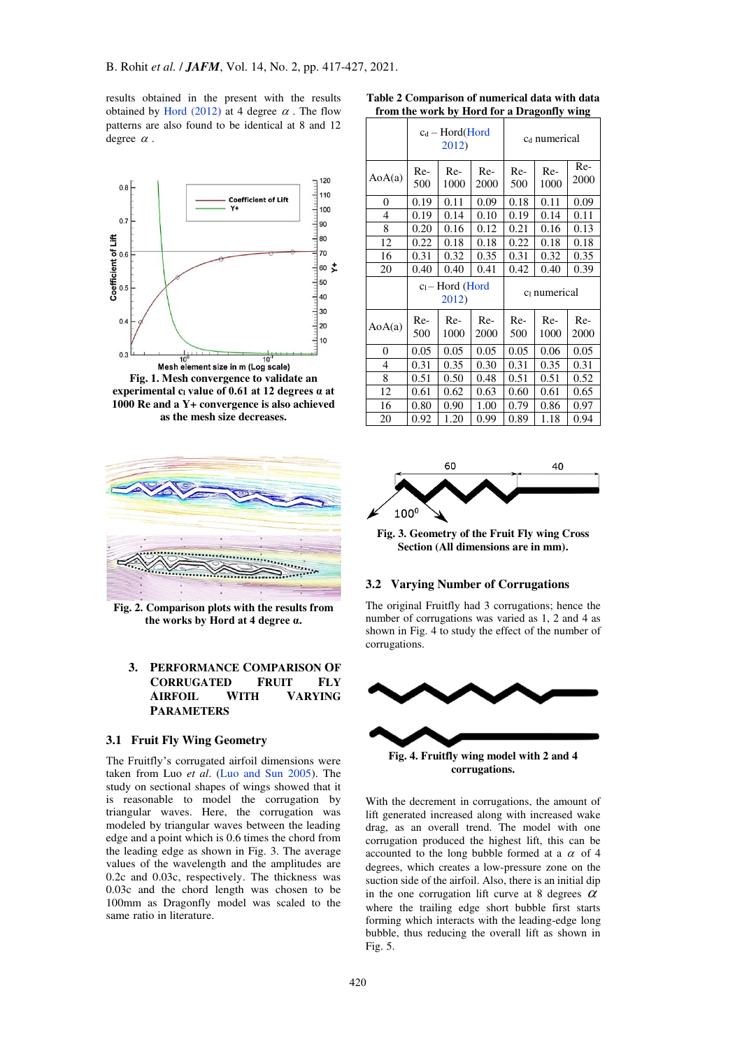results obtained in the present with the results obtained by Hord (2012) at 4 degree $\alpha$. The flow patterns are also found to be identical at 8 and 12 degree $\alpha$.

**Fig. 1. Mesh convergence to validate an experimental $c_l$ value of 0.61 at 12 degrees α at 1000 Re and a Y+ convergence is also achieved as the mesh size decreases.**

**Fig. 2. Comparison plots with the results from the works by Hord at 4 degree α.**

**Table 2 Comparison of numerical data with data from the work by Hord for a Dragonfly wing**

| | $c_d$ – Hord (Hord 2012) | | | $c_d$ numerical | | |
|---|---|---|---|---|---|---|
| AoA(a) | Re-500 | Re-1000 | Re-2000 | Re-500 | Re-1000 | Re-2000 |
| 0 | 0.19 | 0.11 | 0.09 | 0.18 | 0.11 | 0.09 |
| 4 | 0.19 | 0.14 | 0.10 | 0.19 | 0.14 | 0.11 |
| 8 | 0.20 | 0.16 | 0.12 | 0.21 | 0.16 | 0.13 |
| 12 | 0.22 | 0.18 | 0.18 | 0.22 | 0.18 | 0.18 |
| 16 | 0.31 | 0.32 | 0.35 | 0.31 | 0.32 | 0.35 |
| 20 | 0.40 | 0.40 | 0.41 | 0.42 | 0.40 | 0.39 |
| | $c_l$ – Hord (Hord 2012) | | | $c_l$ numerical | | |
| AoA(a) | Re-500 | Re-1000 | Re-2000 | Re-500 | Re-1000 | Re-2000 |
| 0 | 0.05 | 0.05 | 0.05 | 0.05 | 0.06 | 0.05 |
| 4 | 0.31 | 0.35 | 0.30 | 0.31 | 0.35 | 0.31 |
| 8 | 0.51 | 0.50 | 0.48 | 0.51 | 0.51 | 0.52 |
| 12 | 0.61 | 0.62 | 0.63 | 0.60 | 0.61 | 0.65 |
| 16 | 0.80 | 0.90 | 1.00 | 0.79 | 0.86 | 0.97 |
| 20 | 0.92 | 1.20 | 0.99 | 0.89 | 1.18 | 0.94 |

**Fig. 3. Geometry of the Fruit Fly wing Cross Section (All dimensions are in mm).**

## 3. PERFORMANCE COMPARISON OF CORRUGATED FRUIT FLY AIRFOIL WITH VARYING PARAMETERS

### 3.1 Fruit Fly Wing Geometry

The Fruitfly's corrugated airfoil dimensions were taken from Luo *et al.* (Luo and Sun 2005). The study on sectional shapes of wings showed that it is reasonable to model the corrugation by triangular waves. Here, the corrugation was modeled by triangular waves between the leading edge and a point which is 0.6 times the chord from the leading edge as shown in Fig. 3. The average values of the wavelength and the amplitudes are 0.2c and 0.03c, respectively. The thickness was 0.03c and the chord length was chosen to be 100mm as Dragonfly model was scaled to the same ratio in literature.

### 3.2 Varying Number of Corrugations

The original Fruitfly had 3 corrugations; hence the number of corrugations was varied as 1, 2 and 4 as shown in Fig. 4 to study the effect of the number of corrugations.

**Fig. 4. Fruitfly wing model with 2 and 4 corrugations.**

With the decrement in corrugations, the amount of lift generated increased along with increased wake drag, as an overall trend. The model with one corrugation produced the highest lift, this can be accounted to the long bubble formed at a $\alpha$ of 4 degrees, which creates a low-pressure zone on the suction side of the airfoil. Also, there is an initial dip in the one corrugation lift curve at 8 degrees $\alpha$ where the trailing edge short bubble first starts forming which interacts with the leading-edge long bubble, thus reducing the overall lift as shown in Fig. 5.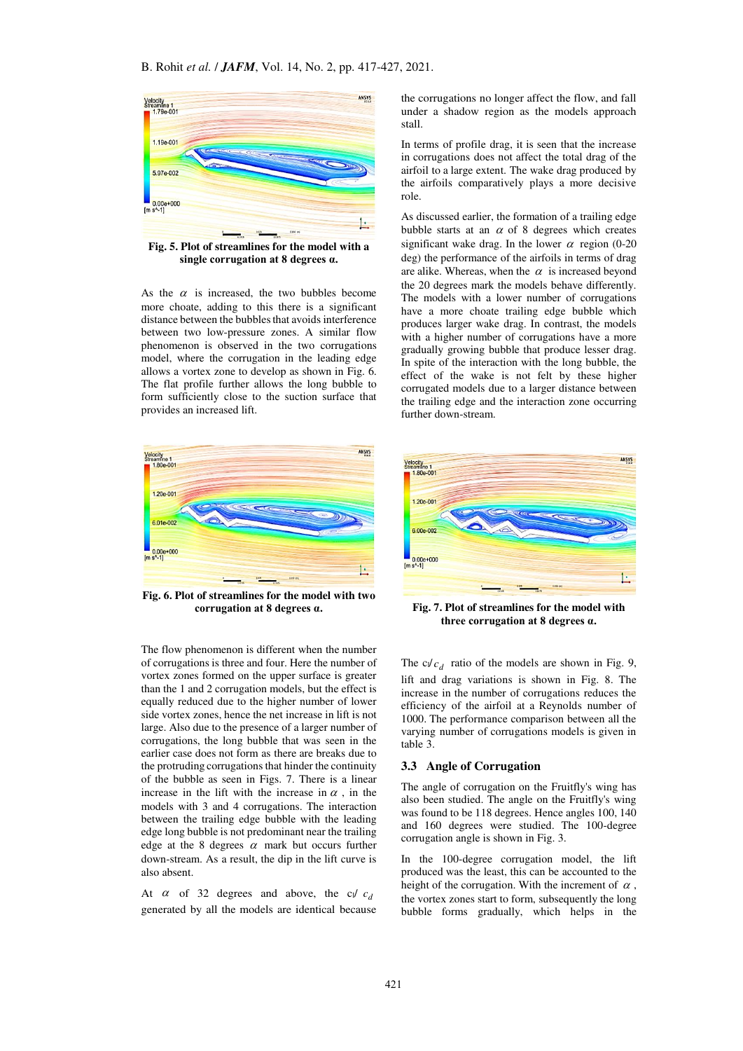Fig. 5. Plot of streamlines for the model with a single corrugation at 8 degrees α.

As the $\alpha$ is increased, the two bubbles become more choate, adding to this there is a significant distance between the bubbles that avoids interference between two low-pressure zones. A similar flow phenomenon is observed in the two corrugations model, where the corrugation in the leading edge allows a vortex zone to develop as shown in Fig. 6. The flat profile further allows the long bubble to form sufficiently close to the suction surface that provides an increased lift.

Fig. 6. Plot of streamlines for the model with two corrugation at 8 degrees α.

The flow phenomenon is different when the number of corrugations is three and four. Here the number of vortex zones formed on the upper surface is greater than the 1 and 2 corrugation models, but the effect is equally reduced due to the higher number of lower side vortex zones, hence the net increase in lift is not large. Also due to the presence of a larger number of corrugations, the long bubble that was seen in the earlier case does not form as there are breaks due to the protruding corrugations that hinder the continuity of the bubble as seen in Figs. 7. There is a linear increase in the lift with the increase in $\alpha$ , in the models with 3 and 4 corrugations. The interaction between the trailing edge bubble with the leading edge long bubble is not predominant near the trailing edge at the 8 degrees $\alpha$ mark but occurs further down-stream. As a result, the dip in the lift curve is also absent.

At $\alpha$ of 32 degrees and above, the $c_l/c_d$ generated by all the models are identical because the corrugations no longer affect the flow, and fall under a shadow region as the models approach stall.

In terms of profile drag, it is seen that the increase in corrugations does not affect the total drag of the airfoil to a large extent. The wake drag produced by the airfoils comparatively plays a more decisive role.

As discussed earlier, the formation of a trailing edge bubble starts at an $\alpha$ of 8 degrees which creates significant wake drag. In the lower $\alpha$ region (0-20 deg) the performance of the airfoils in terms of drag are alike. Whereas, when the $\alpha$ is increased beyond the 20 degrees mark the models behave differently. The models with a lower number of corrugations have a more choate trailing edge bubble which produces larger wake drag. In contrast, the models with a higher number of corrugations have a more gradually growing bubble that produce lesser drag. In spite of the interaction with the long bubble, the effect of the wake is not felt by these higher corrugated models due to a larger distance between the trailing edge and the interaction zone occurring further down-stream.

Fig. 7. Plot of streamlines for the model with three corrugation at 8 degrees α.

The $c_l/c_d$ ratio of the models are shown in Fig. 9, lift and drag variations is shown in Fig. 8. The increase in the number of corrugations reduces the efficiency of the airfoil at a Reynolds number of 1000. The performance comparison between all the varying number of corrugations models is given in table 3.

### 3.3 Angle of Corrugation

The angle of corrugation on the Fruitfly's wing has also been studied. The angle on the Fruitfly's wing was found to be 118 degrees. Hence angles 100, 140 and 160 degrees were studied. The 100-degree corrugation angle is shown in Fig. 3.

In the 100-degree corrugation model, the lift produced was the least, this can be accounted to the height of the corrugation. With the increment of $\alpha$ , the vortex zones start to form, subsequently the long bubble forms gradually, which helps in the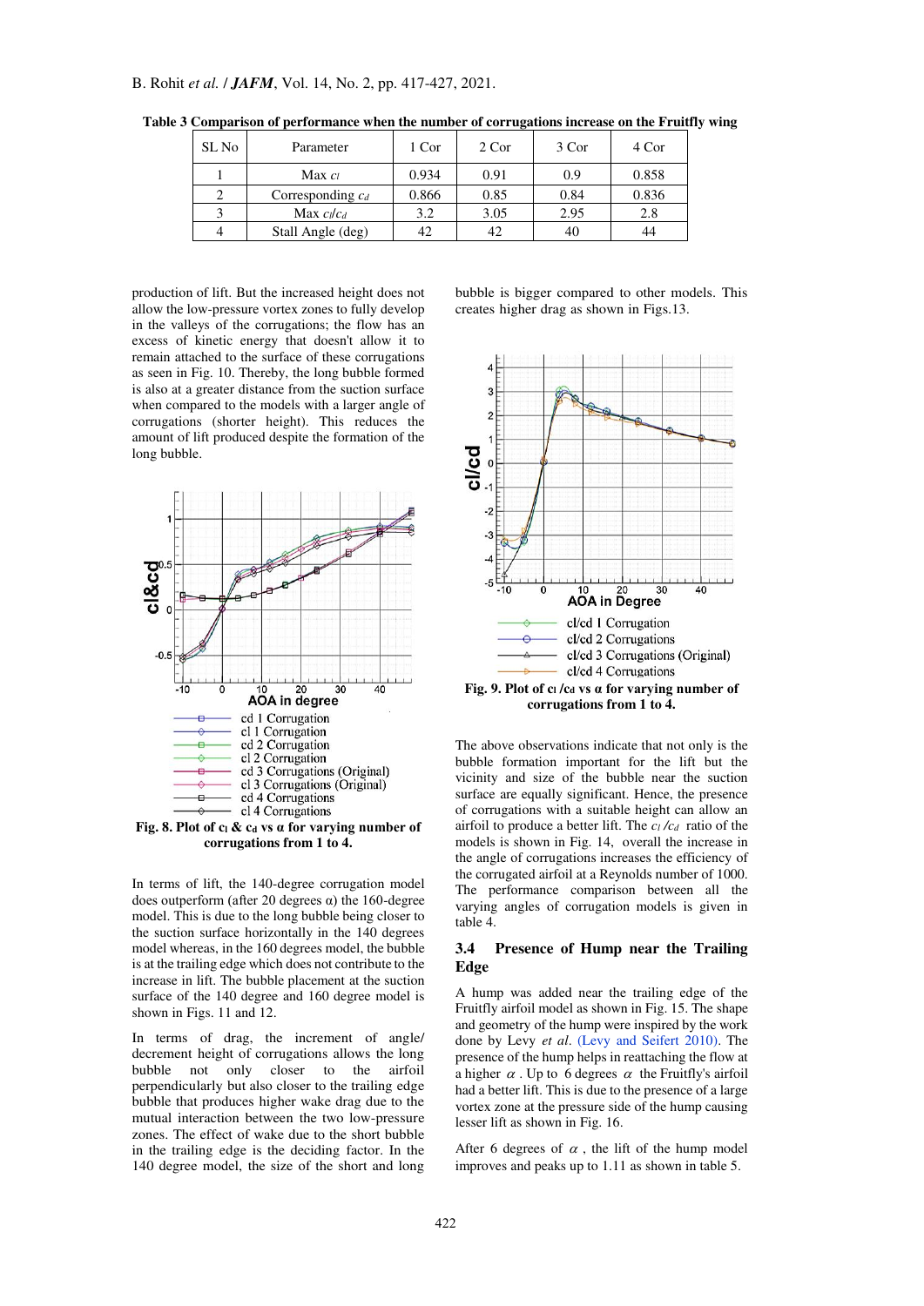**Table 3 Comparison of performance when the number of corrugations increase on the Fruitfly wing**

| SL No | Parameter | 1 Cor | 2 Cor | 3 Cor | 4 Cor |
|---|---|---|---|---|---|
| 1 | Max $c_l$ | 0.934 | 0.91 | 0.9 | 0.858 |
| 2 | Corresponding $c_d$ | 0.866 | 0.85 | 0.84 | 0.836 |
| 3 | Max $c_l/c_d$ | 3.2 | 3.05 | 2.95 | 2.8 |
| 4 | Stall Angle (deg) | 42 | 42 | 40 | 44 |

production of lift. But the increased height does not allow the low-pressure vortex zones to fully develop in the valleys of the corrugations; the flow has an excess of kinetic energy that doesn't allow it to remain attached to the surface of these corrugations as seen in Fig. 10. Thereby, the long bubble formed is also at a greater distance from the suction surface when compared to the models with a larger angle of corrugations (shorter height). This reduces the amount of lift produced despite the formation of the long bubble.

**Fig. 8. Plot of $c_l$ & $c_d$ vs α for varying number of corrugations from 1 to 4.**

In terms of lift, the 140-degree corrugation model does outperform (after 20 degrees α) the 160-degree model. This is due to the long bubble being closer to the suction surface horizontally in the 140 degrees model whereas, in the 160 degrees model, the bubble is at the trailing edge which does not contribute to the increase in lift. The bubble placement at the suction surface of the 140 degree and 160 degree model is shown in Figs. 11 and 12.

In terms of drag, the increment of angle/ decrement height of corrugations allows the long bubble not only closer to the airfoil perpendicularly but also closer to the trailing edge bubble that produces higher wake drag due to the mutual interaction between the two low-pressure zones. The effect of wake due to the short bubble in the trailing edge is the deciding factor. In the 140 degree model, the size of the short and long bubble is bigger compared to other models. This creates higher drag as shown in Figs.13.

**Fig. 9. Plot of $c_l/c_d$ vs α for varying number of corrugations from 1 to 4.**

The above observations indicate that not only is the bubble formation important for the lift but the vicinity and size of the bubble near the suction surface are equally significant. Hence, the presence of corrugations with a suitable height can allow an airfoil to produce a better lift. The $c_l/c_d$ ratio of the models is shown in Fig. 14, overall the increase in the angle of corrugations increases the efficiency of the corrugated airfoil at a Reynolds number of 1000. The performance comparison between all the varying angles of corrugation models is given in table 4.

### 3.4 Presence of Hump near the Trailing Edge

A hump was added near the trailing edge of the Fruitfly airfoil model as shown in Fig. 15. The shape and geometry of the hump were inspired by the work done by Levy *et al*. (Levy and Seifert 2010). The presence of the hump helps in reattaching the flow at a higher $\alpha$. Up to 6 degrees $\alpha$ the Fruitfly's airfoil had a better lift. This is due to the presence of a large vortex zone at the pressure side of the hump causing lesser lift as shown in Fig. 16.

After 6 degrees of $\alpha$, the lift of the hump model improves and peaks up to 1.11 as shown in table 5.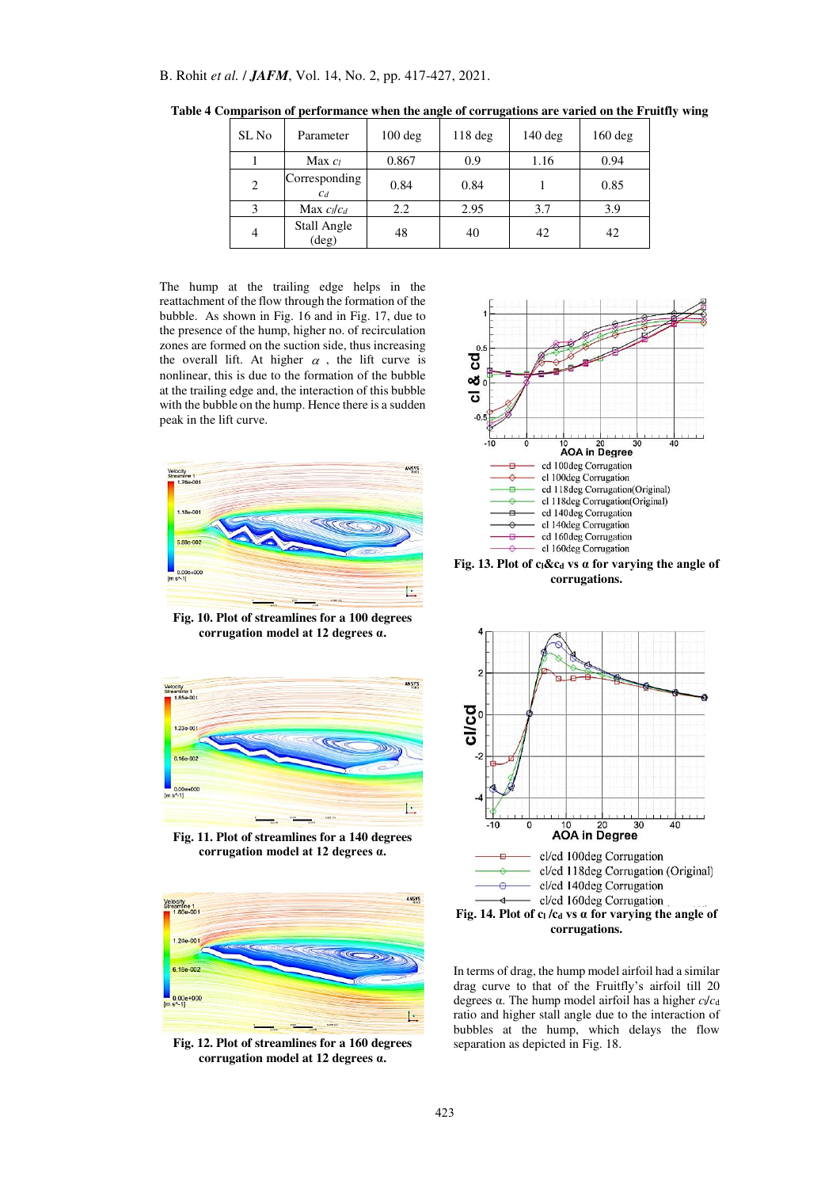**Table 4 Comparison of performance when the angle of corrugations are varied on the Fruitfly wing**

| SL No | Parameter | 100 deg | 118 deg | 140 deg | 160 deg |
|---|---|---|---|---|---|
| 1 | Max $c_l$ | 0.867 | 0.9 | 1.16 | 0.94 |
| 2 | Corresponding $c_d$ | 0.84 | 0.84 | 1 | 0.85 |
| 3 | Max $c_l/c_d$ | 2.2 | 2.95 | 3.7 | 3.9 |
| 4 | Stall Angle (deg) | 48 | 40 | 42 | 42 |

The hump at the trailing edge helps in the reattachment of the flow through the formation of the bubble. As shown in Fig. 16 and in Fig. 17, due to the presence of the hump, higher no. of recirculation zones are formed on the suction side, thus increasing the overall lift. At higher $\alpha$, the lift curve is nonlinear, this is due to the formation of the bubble at the trailing edge and, the interaction of this bubble with the bubble on the hump. Hence there is a sudden peak in the lift curve.

**Fig. 10. Plot of streamlines for a 100 degrees corrugation model at 12 degrees α.**

**Fig. 11. Plot of streamlines for a 140 degrees corrugation model at 12 degrees α.**

**Fig. 12. Plot of streamlines for a 160 degrees corrugation model at 12 degrees α.**

**Fig. 13. Plot of $c_l$&$c_d$ vs α for varying the angle of corrugations.**

**Fig. 14. Plot of $c_l$/$c_d$ vs α for varying the angle of corrugations.**

In terms of drag, the hump model airfoil had a similar drag curve to that of the Fruitfly's airfoil till 20 degrees α. The hump model airfoil has a higher $c_l/c_d$ ratio and higher stall angle due to the interaction of bubbles at the hump, which delays the flow separation as depicted in Fig. 18.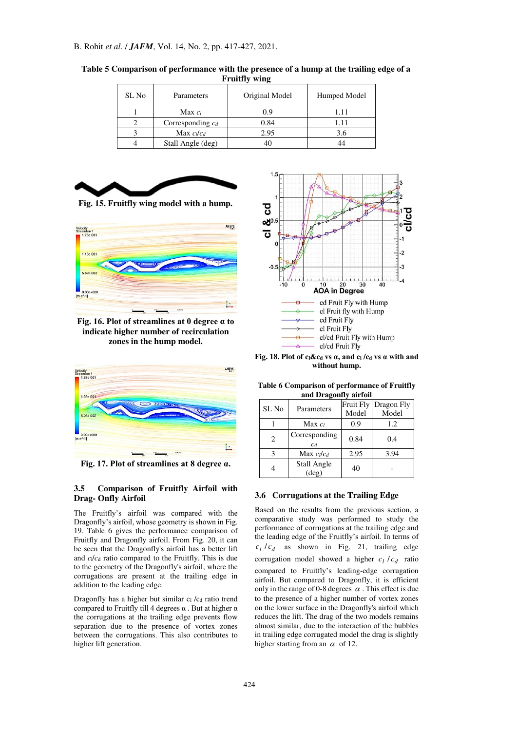**Table 5 Comparison of performance with the presence of a hump at the trailing edge of a Fruitfly wing**

| SL No | Parameters | Original Model | Humped Model |
|---|---|---|---|
| 1 | Max $c_l$ | 0.9 | 1.11 |
| 2 | Corresponding $c_d$ | 0.84 | 1.11 |
| 3 | Max $c_l/c_d$ | 2.95 | 3.6 |
| 4 | Stall Angle (deg) | 40 | 44 |

**Fig. 15. Fruitfly wing model with a hump.**

**Fig. 16. Plot of streamlines at 0 degree α to indicate higher number of recirculation zones in the hump model.**

**Fig. 17. Plot of streamlines at 8 degree α.**

**Fig. 18. Plot of $c_l$&$c_d$ vs α, and $c_l/c_d$ vs α with and without hump.**

### 3.5 Comparison of Fruitfly Airfoil with Drag- Onfly Airfoil

The Fruitfly's airfoil was compared with the Dragonfly's airfoil, whose geometry is shown in Fig. 19. Table 6 gives the performance comparison of Fruitfly and Dragonfly airfoil. From Fig. 20, it can be seen that the Dragonfly's airfoil has a better lift and $c_l/c_d$ ratio compared to the Fruitfly. This is due to the geometry of the Dragonfly's airfoil, where the corrugations are present at the trailing edge in addition to the leading edge.

Dragonfly has a higher but similar $c_l/c_d$ ratio trend compared to Fruitfly till 4 degrees α. But at higher α the corrugations at the trailing edge prevents flow separation due to the presence of vortex zones between the corrugations. This also contributes to higher lift generation.

**Table 6 Comparison of performance of Fruitfly and Dragonfly airfoil**

| SL No | Parameters | Fruit Fly Model | Dragon Fly Model |
|---|---|---|---|
| 1 | Max $c_l$ | 0.9 | 1.2 |
| 2 | Corresponding $c_d$ | 0.84 | 0.4 |
| 3 | Max $c_l/c_d$ | 2.95 | 3.94 |
| 4 | Stall Angle (deg) | 40 | - |

### 3.6 Corrugations at the Trailing Edge

Based on the results from the previous section, a comparative study was performed to study the performance of corrugations at the trailing edge and the leading edge of the Fruitfly's airfoil. In terms of $c_l/c_d$ as shown in Fig. 21, trailing edge corrugation model showed a higher $c_l/c_d$ ratio compared to Fruitfly's leading-edge corrugation airfoil. But compared to Dragonfly, it is efficient only in the range of 0-8 degrees $\alpha$. This effect is due to the presence of a higher number of vortex zones on the lower surface in the Dragonfly's airfoil which reduces the lift. The drag of the two models remains almost similar, due to the interaction of the bubbles in trailing edge corrugated model the drag is slightly higher starting from an $\alpha$ of 12.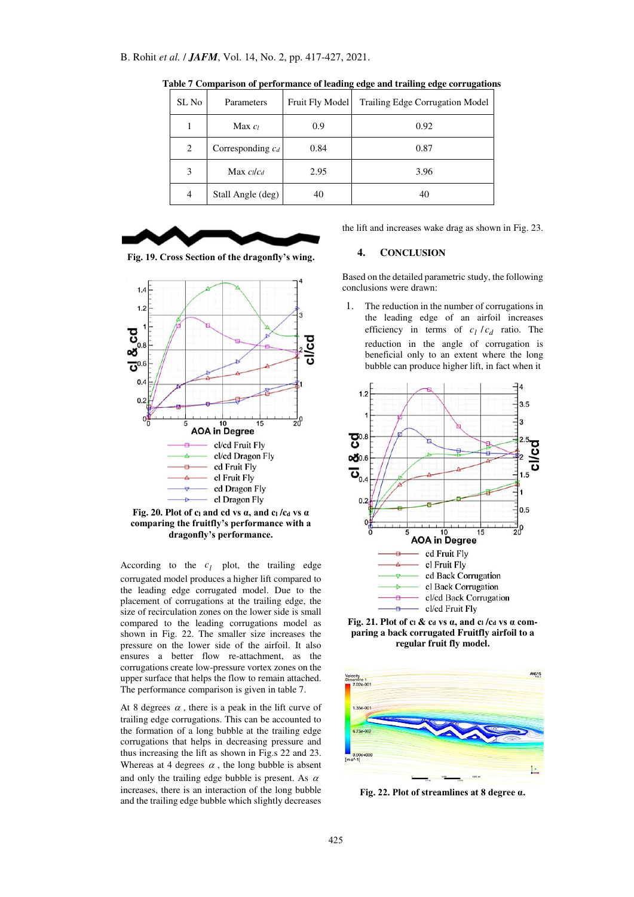**Table 7 Comparison of performance of leading edge and trailing edge corrugations**

| SL No | Parameters | Fruit Fly Model | Trailing Edge Corrugation Model |
|---|---|---|---|
| 1 | Max $c_l$ | 0.9 | 0.92 |
| 2 | Corresponding $c_d$ | 0.84 | 0.87 |
| 3 | Max $c_l/c_d$ | 2.95 | 3.96 |
| 4 | Stall Angle (deg) | 40 | 40 |

**Fig. 19. Cross Section of the dragonfly's wing.**

**Fig. 20. Plot of $c_l$ and cd vs α, and $c_l/c_d$ vs α comparing the fruitfly's performance with a dragonfly's performance.**

According to the $c_l$ plot, the trailing edge corrugated model produces a higher lift compared to the leading edge corrugated model. Due to the placement of corrugations at the trailing edge, the size of recirculation zones on the lower side is small compared to the leading edge corrugations model as shown in Fig. 22. The smaller size increases the pressure on the lower side of the airfoil. It also ensures a better flow re-attachment, as the corrugations create low-pressure vortex zones on the upper surface that helps the flow to remain attached. The performance comparison is given in table 7.

At 8 degrees $\alpha$, there is a peak in the lift curve of trailing edge corrugations. This can be accounted to the formation of a long bubble at the trailing edge corrugations that helps in decreasing pressure and thus increasing the lift as shown in Fig.s 22 and 23. Whereas at 4 degrees $\alpha$, the long bubble is absent and only the trailing edge bubble is present. As $\alpha$ increases, there is an interaction of the long bubble and the trailing edge bubble which slightly decreases the lift and increases wake drag as shown in Fig. 23.

## 4. CONCLUSION

Based on the detailed parametric study, the following conclusions were drawn:

1. The reduction in the number of corrugations in the leading edge of an airfoil increases efficiency in terms of $c_l/c_d$ ratio. The reduction in the angle of corrugation is beneficial only to an extent where the long bubble can produce higher lift, in fact when it

**Fig. 21. Plot of $c_l$ & $c_d$ vs α, and $c_l/c_d$ vs α comparing a back corrugated Fruitfly airfoil to a regular fruit fly model.**

**Fig. 22. Plot of streamlines at 8 degree α.**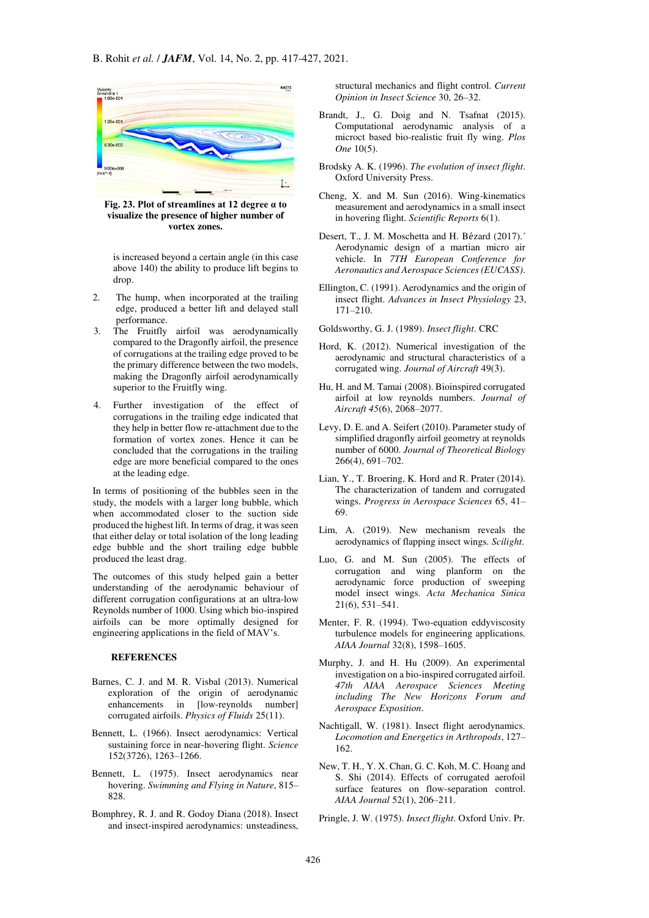Fig. 23. Plot of streamlines at 12 degree α to visualize the presence of higher number of vortex zones.

is increased beyond a certain angle (in this case above 140) the ability to produce lift begins to drop.

2. The hump, when incorporated at the trailing edge, produced a better lift and delayed stall performance.
3. The Fruitfly airfoil was aerodynamically compared to the Dragonfly airfoil, the presence of corrugations at the trailing edge proved to be the primary difference between the two models, making the Dragonfly airfoil aerodynamically superior to the Fruitfly wing.
4. Further investigation of the effect of corrugations in the trailing edge indicated that they help in better flow re-attachment due to the formation of vortex zones. Hence it can be concluded that the corrugations in the trailing edge are more beneficial compared to the ones at the leading edge.

In terms of positioning of the bubbles seen in the study, the models with a larger long bubble, which when accommodated closer to the suction side produced the highest lift. In terms of drag, it was seen that either delay or total isolation of the long leading edge bubble and the short trailing edge bubble produced the least drag.

The outcomes of this study helped gain a better understanding of the aerodynamic behaviour of different corrugation configurations at an ultra-low Reynolds number of 1000. Using which bio-inspired airfoils can be more optimally designed for engineering applications in the field of MAV's.

## REFERENCES

Barnes, C. J. and M. R. Visbal (2013). Numerical exploration of the origin of aerodynamic enhancements in [low-reynolds number] corrugated airfoils. *Physics of Fluids* 25(11).

Bennett, L. (1966). Insect aerodynamics: Vertical sustaining force in near-hovering flight. *Science* 152(3726), 1263–1266.

Bennett, L. (1975). Insect aerodynamics near hovering. *Swimming and Flying in Nature*, 815–828.

Bomphrey, R. J. and R. Godoy Diana (2018). Insect and insect-inspired aerodynamics: unsteadiness, structural mechanics and flight control. *Current Opinion in Insect Science* 30, 26–32.

Brandt, J., G. Doig and N. Tsafnat (2015). Computational aerodynamic analysis of a microct based bio-realistic fruit fly wing. *Plos One* 10(5).

Brodsky A. K. (1996). *The evolution of insect flight*. Oxford University Press.

Cheng, X. and M. Sun (2016). Wing-kinematics measurement and aerodynamics in hovering flight. *Scientific Reports* 6(1).

Desert, T., J. M. Moschetta and H. Bézard (2017).´ Aerodynamic design of a martian micro air vehicle. In *7TH European Conference for Aeronautics and Aerospace Sciences (EUCASS)*.

Ellington, C. (1991). Aerodynamics and the origin of insect flight. *Advances in Insect Physiology* 23, 171–210.

Goldsworthy, G. J. (1989). *Insect flight*. CRC

Hord, K. (2012). Numerical investigation of the aerodynamic and structural characteristics of a corrugated wing. *Journal of Aircraft* 49(3).

Hu, H. and M. Tamai (2008). Bioinspired corrugated airfoil at low reynolds numbers. *Journal of Aircraft 45*(6), 2068–2077.

Levy, D. E. and A. Seifert (2010). Parameter study of simplified dragonfly airfoil geometry at reynolds number of 6000. *Journal of Theoretical Biology* 266(4), 691–702.

Lian, Y., T. Broering, K. Hord and R. Prater (2014). The characterization of tandem and corrugated wings. *Progress in Aerospace Sciences* 65, 41–69.

Lim, A. (2019). New mechanism reveals the aerodynamics of flapping insect wings. *Scilight*.

Luo, G. and M. Sun (2005). The effects of corrugation and wing planform on the aerodynamic force production of sweeping model insect wings. *Acta Mechanica Sinica* 21(6), 531–541.

Menter, F. R. (1994). Two-equation eddyviscosity turbulence models for engineering applications. *AIAA Journal* 32(8), 1598–1605.

Murphy, J. and H. Hu (2009). An experimental investigation on a bio-inspired corrugated airfoil. *47th AIAA Aerospace Sciences Meeting including The New Horizons Forum and Aerospace Exposition*.

Nachtigall, W. (1981). Insect flight aerodynamics. *Locomotion and Energetics in Arthropods*, 127–162.

New, T. H., Y. X. Chan, G. C. Koh, M. C. Hoang and S. Shi (2014). Effects of corrugated aerofoil surface features on flow-separation control. *AIAA Journal* 52(1), 206–211.

Pringle, J. W. (1975). *Insect flight*. Oxford Univ. Pr.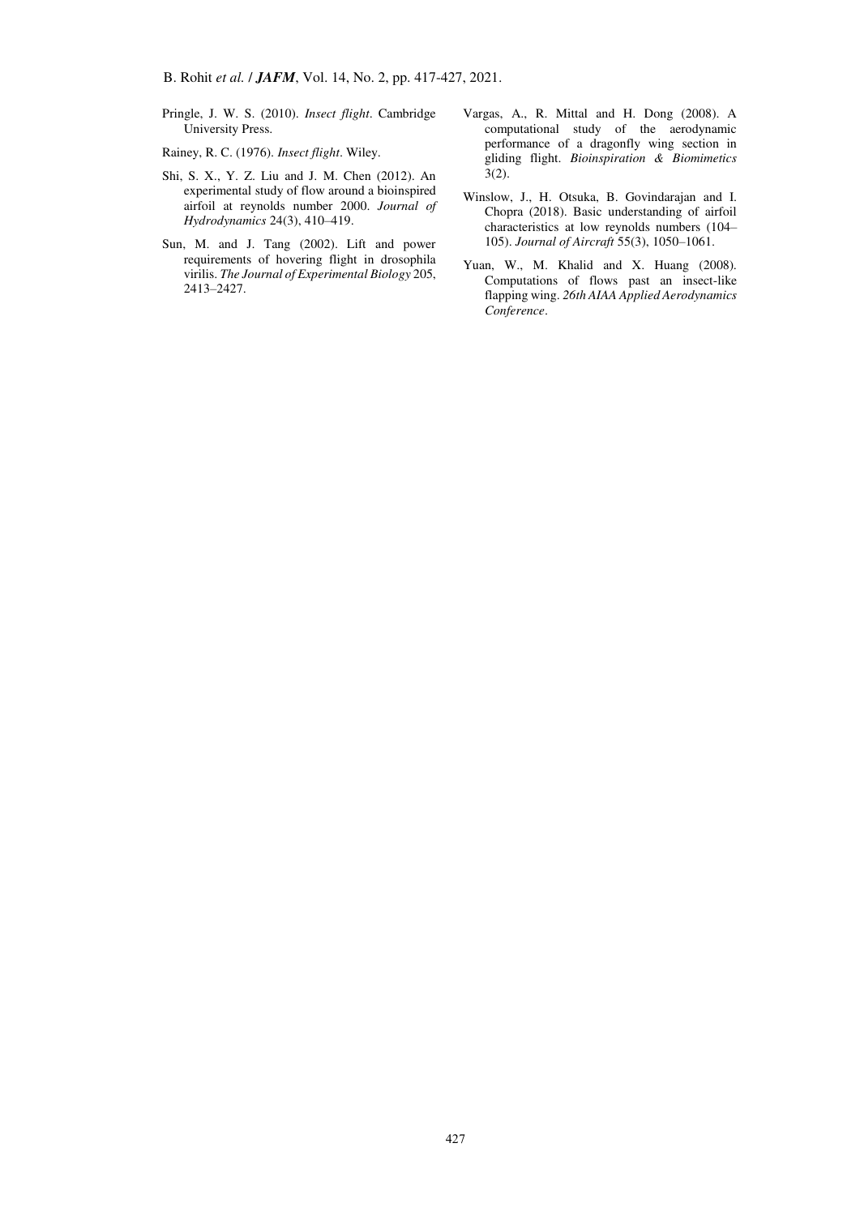Pringle, J. W. S. (2010). *Insect flight*. Cambridge University Press.

Rainey, R. C. (1976). *Insect flight*. Wiley.

Shi, S. X., Y. Z. Liu and J. M. Chen (2012). An experimental study of flow around a bioinspired airfoil at reynolds number 2000. *Journal of Hydrodynamics* 24(3), 410–419.

Sun, M. and J. Tang (2002). Lift and power requirements of hovering flight in drosophila virilis. *The Journal of Experimental Biology* 205, 2413–2427.

Vargas, A., R. Mittal and H. Dong (2008). A computational study of the aerodynamic performance of a dragonfly wing section in gliding flight. *Bioinspiration & Biomimetics* 3(2).

Winslow, J., H. Otsuka, B. Govindarajan and I. Chopra (2018). Basic understanding of airfoil characteristics at low reynolds numbers (104–105). *Journal of Aircraft* 55(3), 1050–1061.

Yuan, W., M. Khalid and X. Huang (2008). Computations of flows past an insect-like flapping wing. *26th AIAA Applied Aerodynamics Conference*.